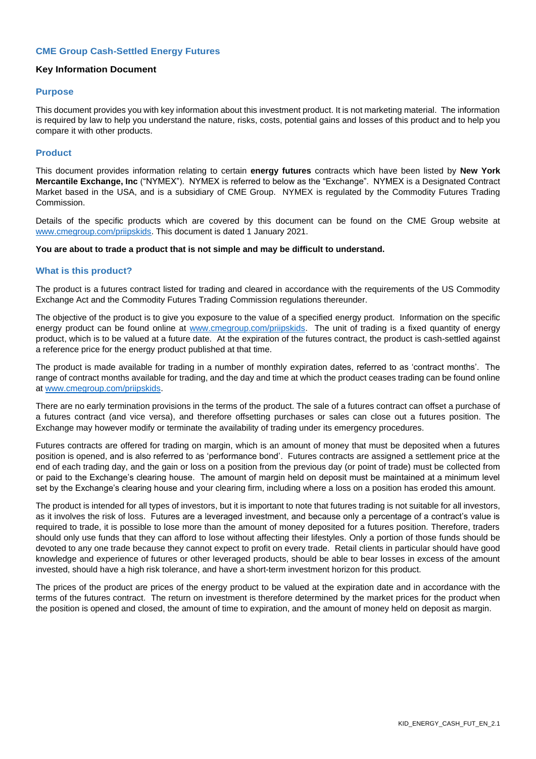## CME Group Cash-Settled Energy Futures

### Key Information Document

### Purpose

This document provides you with key information about this investment product. It is not marketing material. The information is required by law to help you understand the nature, risks, costs, potential gains and losses of this product and to help you compare it with other products.

### Product

This document provides information relating to certain **energy futures** contracts which have been listed by **New York Mercantile Exchange, Inc** ("NYMEX"). NYMEX is referred to below as the "Exchange". NYMEX is a Designated Contract Market based in the USA, and is a subsidiary of CME Group. NYMEX is regulated by the Commodity Futures Trading Commission.

Details of the specific products which are covered by this document can be found on the CME Group website at www.cmegroup.com/priipskids. This document is dated 1 January 2021.

**You are about to trade a product that is not simple and may be difficult to understand.**

### What is this product?

The product is a futures contract listed for trading and cleared in accordance with the requirements of the US Commodity Exchange Act and the Commodity Futures Trading Commission regulations thereunder.

The objective of the product is to give you exposure to the value of a specified energy product. Information on the specific energy product can be found online at www.cmegroup.com/priipskids. The unit of trading is a fixed quantity of energy product, which is to be valued at a future date. At the expiration of the futures contract, the product is cash-settled against a reference price for the energy product published at that time.

The product is made available for trading in a number of monthly expiration dates, referred to as 'contract months'. The range of contract months available for trading, and the day and time at which the product ceases trading can be found online at www.cmegroup.com/priipskids.

There are no early termination provisions in the terms of the product. The sale of a futures contract can offset a purchase of a futures contract (and vice versa), and therefore offsetting purchases or sales can close out a futures position. The Exchange may however modify or terminate the availability of trading under its emergency procedures.

Futures contracts are offered for trading on margin, which is an amount of money that must be deposited when a futures position is opened, and is also referred to as 'performance bond'. Futures contracts are assigned a settlement price at the end of each trading day, and the gain or loss on a position from the previous day (or point of trade) must be collected from or paid to the Exchange's clearing house. The amount of margin held on deposit must be maintained at a minimum level set by the Exchange's clearing house and your clearing firm, including where a loss on a position has eroded this amount.

The product is intended for all types of investors, but it is important to note that futures trading is not suitable for all investors, as it involves the risk of loss. Futures are a leveraged investment, and because only a percentage of a contract's value is required to trade, it is possible to lose more than the amount of money deposited for a futures position. Therefore, traders should only use funds that they can afford to lose without affecting their lifestyles. Only a portion of those funds should be devoted to any one trade because they cannot expect to profit on every trade. Retail clients in particular should have good knowledge and experience of futures or other leveraged products, should be able to bear losses in excess of the amount invested, should have a high risk tolerance, and have a short-term investment horizon for this product.

The prices of the product are prices of the energy product to be valued at the expiration date and in accordance with the terms of the futures contract. The return on investment is therefore determined by the market prices for the product when the position is opened and closed, the amount of time to expiration, and the amount of money held on deposit as margin.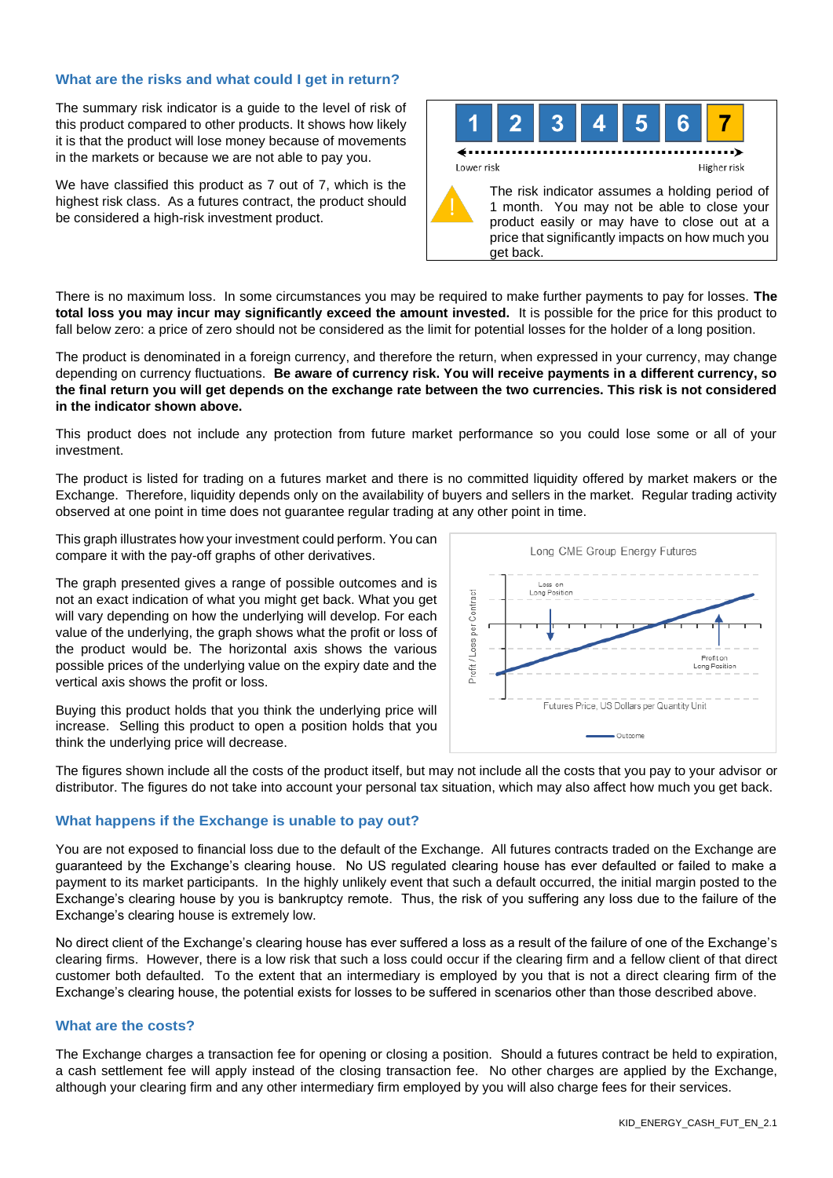## What are the risks and what could I get in return?

The summary risk indicator is a guide to the level of risk of this product compared to other products. It shows how likely it is that the product will lose money because of movements in the markets or because we are not able to pay you.

We have classified this product as 7 out of 7, which is the highest risk class. As a futures contract, the product should be considered a high-risk investment product.

1 2 3 4 5 6 7

Lower risk

Higher risk

The risk indicator assumes a holding period of 1 month. You may not be able to close your product easily or may have to close out at a price that significantly impacts on how much you get back.

There is no maximum loss. In some circumstances you may be required to make further payments to pay for losses. **The total loss you may incur may significantly exceed the amount invested.** It is possible for the price for this product to fall below zero: a price of zero should not be considered as the limit for potential losses for the holder of a long position.

The product is denominated in a foreign currency, and therefore the return, when expressed in your currency, may change depending on currency fluctuations. **Be aware of currency risk. You will receive payments in a different currency, so the final return you will get depends on the exchange rate between the two currencies. This risk is not considered in the indicator shown above.**

This product does not include any protection from future market performance so you could lose some or all of your investment.

The product is listed for trading on a futures market and there is no committed liquidity offered by market makers or the Exchange. Therefore, liquidity depends only on the availability of buyers and sellers in the market. Regular trading activity observed at one point in time does not guarantee regular trading at any other point in time.

This graph illustrates how your investment could perform. You can compare it with the pay-off graphs of other derivatives.

The graph presented gives a range of possible outcomes and is not an exact indication of what you might get back. What you get will vary depending on how the underlying will develop. For each value of the underlying, the graph shows what the profit or loss of the product would be. The horizontal axis shows the various possible prices of the underlying value on the expiry date and the vertical axis shows the profit or loss.

Buying this product holds that you think the underlying price will increase. Selling this product to open a position holds that you think the underlying price will decrease.

Long CME Group Energy Futures

Loss on Long Position

Profit on Long Position

Profit / Loss per Contract

Futures Price, US Dollars per Quantity Unit

Outcome

The figures shown include all the costs of the product itself, but may not include all the costs that you pay to your advisor or distributor. The figures do not take into account your personal tax situation, which may also affect how much you get back.

## What happens if the Exchange is unable to pay out?

You are not exposed to financial loss due to the default of the Exchange. All futures contracts traded on the Exchange are guaranteed by the Exchange's clearing house. No US regulated clearing house has ever defaulted or failed to make a payment to its market participants. In the highly unlikely event that such a default occurred, the initial margin posted to the Exchange's clearing house by you is bankruptcy remote. Thus, the risk of you suffering any loss due to the failure of the Exchange's clearing house is extremely low.

No direct client of the Exchange's clearing house has ever suffered a loss as a result of the failure of one of the Exchange's clearing firms. However, there is a low risk that such a loss could occur if the clearing firm and a fellow client of that direct customer both defaulted. To the extent that an intermediary is employed by you that is not a direct clearing firm of the Exchange's clearing house, the potential exists for losses to be suffered in scenarios other than those described above.

## What are the costs?

The Exchange charges a transaction fee for opening or closing a position. Should a futures contract be held to expiration, a cash settlement fee will apply instead of the closing transaction fee. No other charges are applied by the Exchange, although your clearing firm and any other intermediary firm employed by you will also charge fees for their services.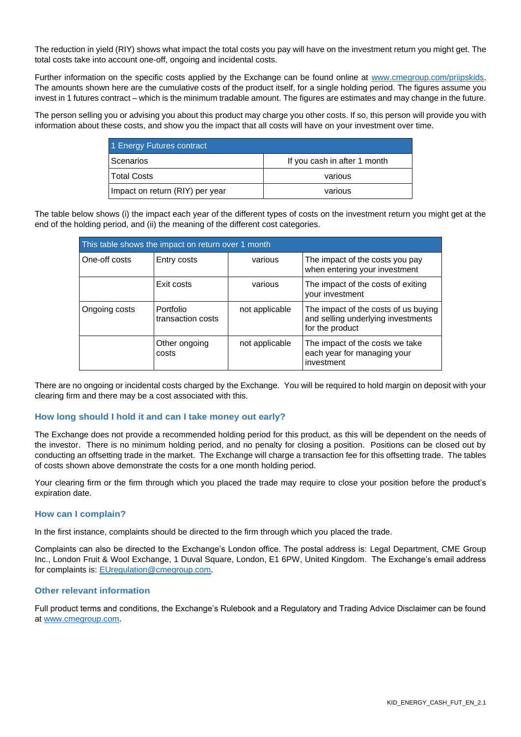The reduction in yield (RIY) shows what impact the total costs you pay will have on the investment return you might get. The total costs take into account one-off, ongoing and incidental costs.

Further information on the specific costs applied by the Exchange can be found online at www.cmegroup.com/priipskids. The amounts shown here are the cumulative costs of the product itself, for a single holding period. The figures assume you invest in 1 futures contract – which is the minimum tradable amount. The figures are estimates and may change in the future.

The person selling you or advising you about this product may charge you other costs. If so, this person will provide you with information about these costs, and show you the impact that all costs will have on your investment over time.

| 1 Energy Futures contract | |
|---|---|
| Scenarios | If you cash in after 1 month |
| Total Costs | various |
| Impact on return (RIY) per year | various |

The table below shows (i) the impact each year of the different types of costs on the investment return you might get at the end of the holding period, and (ii) the meaning of the different cost categories.

| This table shows the impact on return over 1 month | | | |
|---|---|---|---|
| One-off costs | Entry costs | various | The impact of the costs you pay when entering your investment |
| | Exit costs | various | The impact of the costs of exiting your investment |
| Ongoing costs | Portfolio transaction costs | not applicable | The impact of the costs of us buying and selling underlying investments for the product |
| | Other ongoing costs | not applicable | The impact of the costs we take each year for managing your investment |

There are no ongoing or incidental costs charged by the Exchange. You will be required to hold margin on deposit with your clearing firm and there may be a cost associated with this.

### How long should I hold it and can I take money out early?

The Exchange does not provide a recommended holding period for this product, as this will be dependent on the needs of the investor. There is no minimum holding period, and no penalty for closing a position. Positions can be closed out by conducting an offsetting trade in the market. The Exchange will charge a transaction fee for this offsetting trade. The tables of costs shown above demonstrate the costs for a one month holding period.

Your clearing firm or the firm through which you placed the trade may require to close your position before the product's expiration date.

### How can I complain?

In the first instance, complaints should be directed to the firm through which you placed the trade.

Complaints can also be directed to the Exchange's London office. The postal address is: Legal Department, CME Group Inc., London Fruit & Wool Exchange, 1 Duval Square, London, E1 6PW, United Kingdom. The Exchange's email address for complaints is: EUregulation@cmegroup.com.

### Other relevant information

Full product terms and conditions, the Exchange's Rulebook and a Regulatory and Trading Advice Disclaimer can be found at www.cmegroup.com.

KID_ENERGY_CASH_FUT_EN_2.1